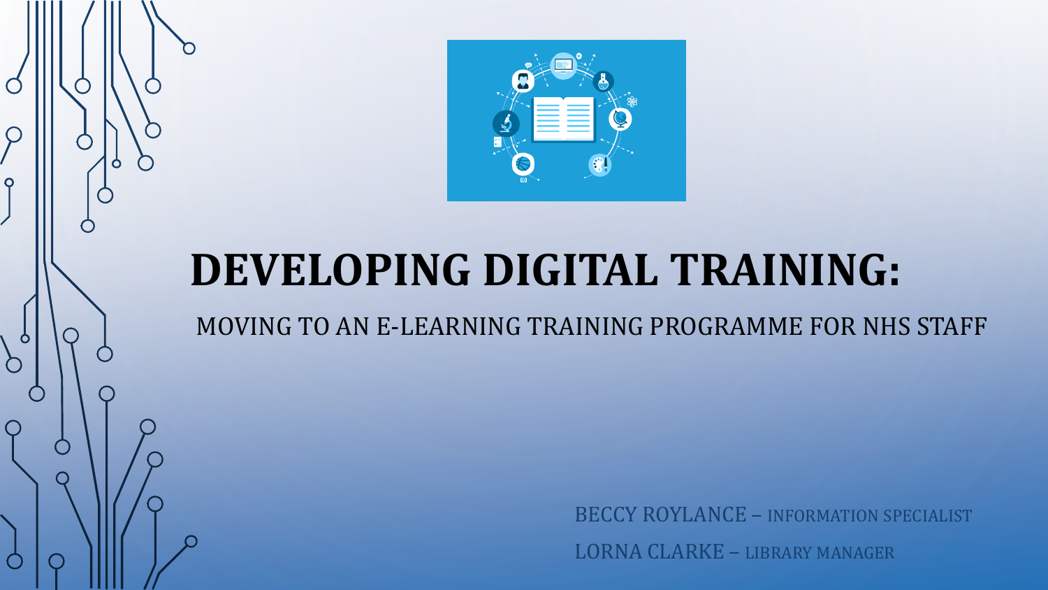# DEVELOPING DIGITAL TRAINING:

## MOVING TO AN E-LEARNING TRAINING PROGRAMME FOR NHS STAFF

BECCY ROYLANCE – INFORMATION SPECIALIST

LORNA CLARKE – LIBRARY MANAGER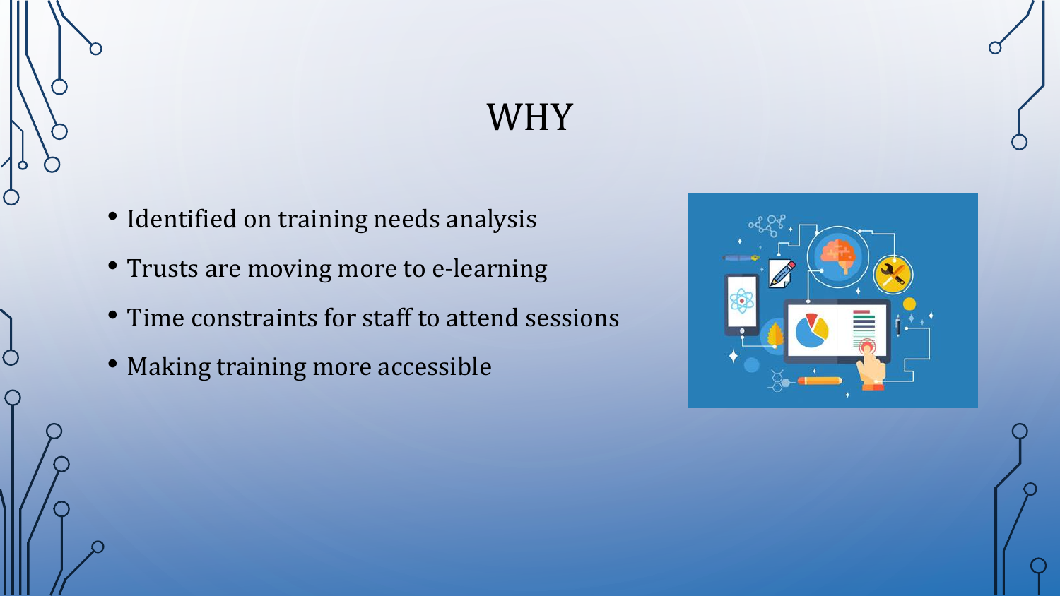# WHY

- Identified on training needs analysis
- Trusts are moving more to e-learning
- Time constraints for staff to attend sessions
- Making training more accessible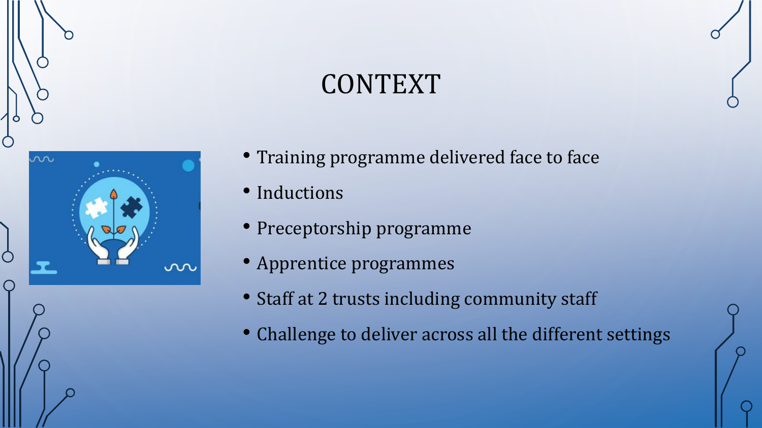# CONTEXT

- Training programme delivered face to face
- Inductions
- Preceptorship programme
- Apprentice programmes
- Staff at 2 trusts including community staff
- Challenge to deliver across all the different settings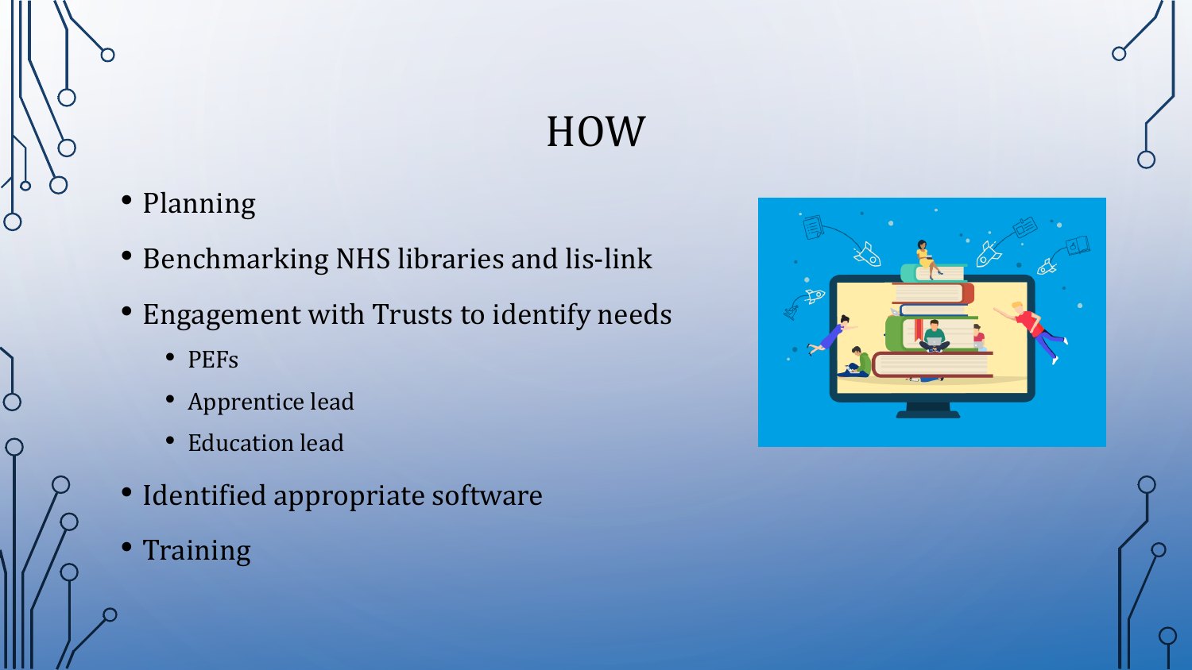# HOW

- Planning
- Benchmarking NHS libraries and lis-link
- Engagement with Trusts to identify needs
  - PEFs
  - Apprentice lead
  - Education lead
- Identified appropriate software
- Training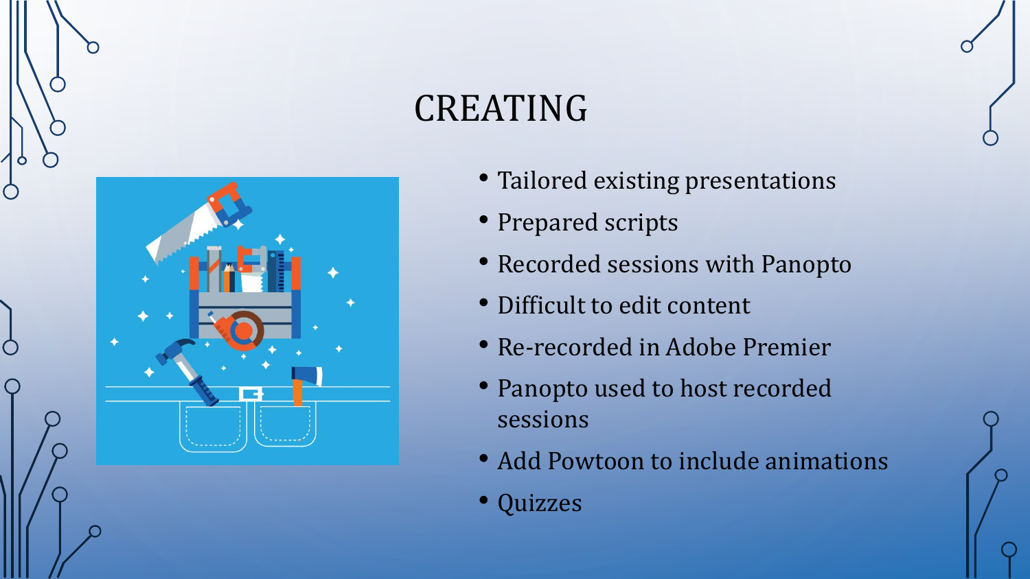# CREATING

- Tailored existing presentations
- Prepared scripts
- Recorded sessions with Panopto
- Difficult to edit content
- Re-recorded in Adobe Premier
- Panopto used to host recorded sessions
- Add Powtoon to include animations
- Quizzes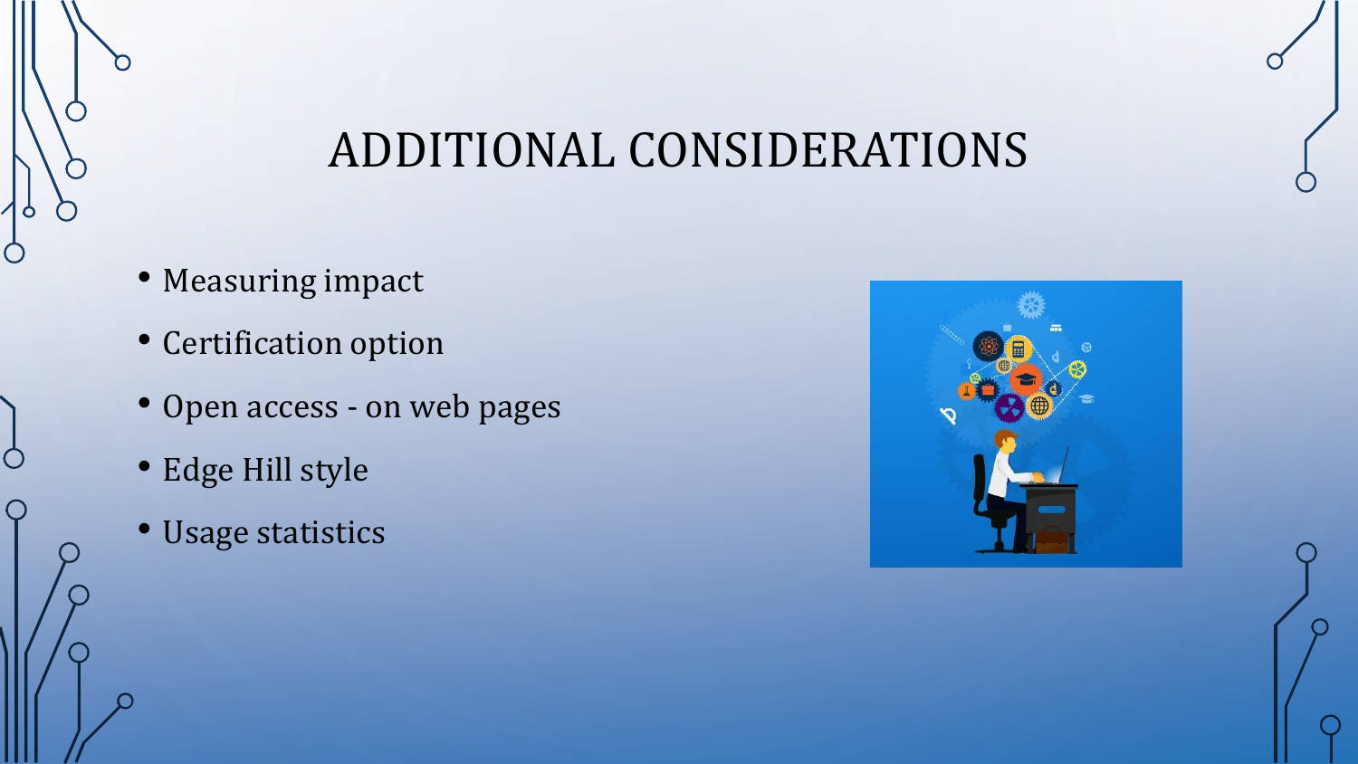# ADDITIONAL CONSIDERATIONS

- Measuring impact
- Certification option
- Open access - on web pages
- Edge Hill style
- Usage statistics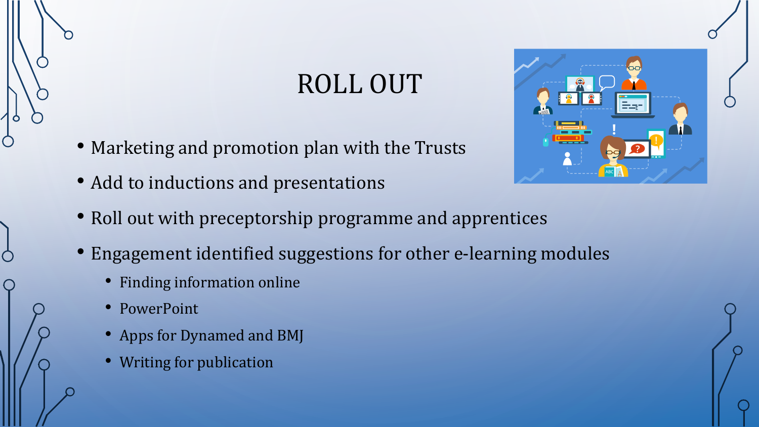# ROLL OUT

- Marketing and promotion plan with the Trusts
- Add to inductions and presentations
- Roll out with preceptorship programme and apprentices
- Engagement identified suggestions for other e-learning modules
  - Finding information online
  - PowerPoint
  - Apps for Dynamed and BMJ
  - Writing for publication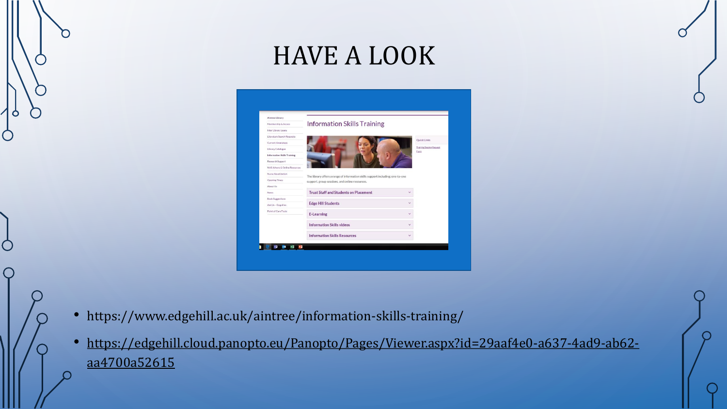# HAVE A LOOK

- https://www.edgehill.ac.uk/aintree/information-skills-training/
- https://edgehill.cloud.panopto.eu/Panopto/Pages/Viewer.aspx?id=29aaf4e0-a637-4ad9-ab62-aa4700a52615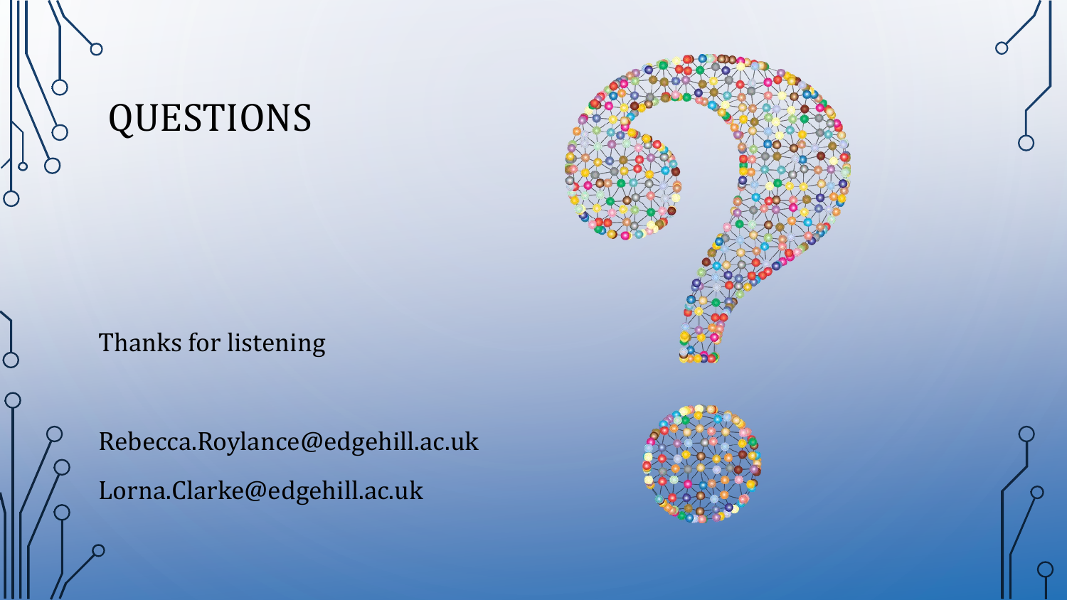# QUESTIONS

Thanks for listening

Rebecca.Roylance@edgehill.ac.uk

Lorna.Clarke@edgehill.ac.uk